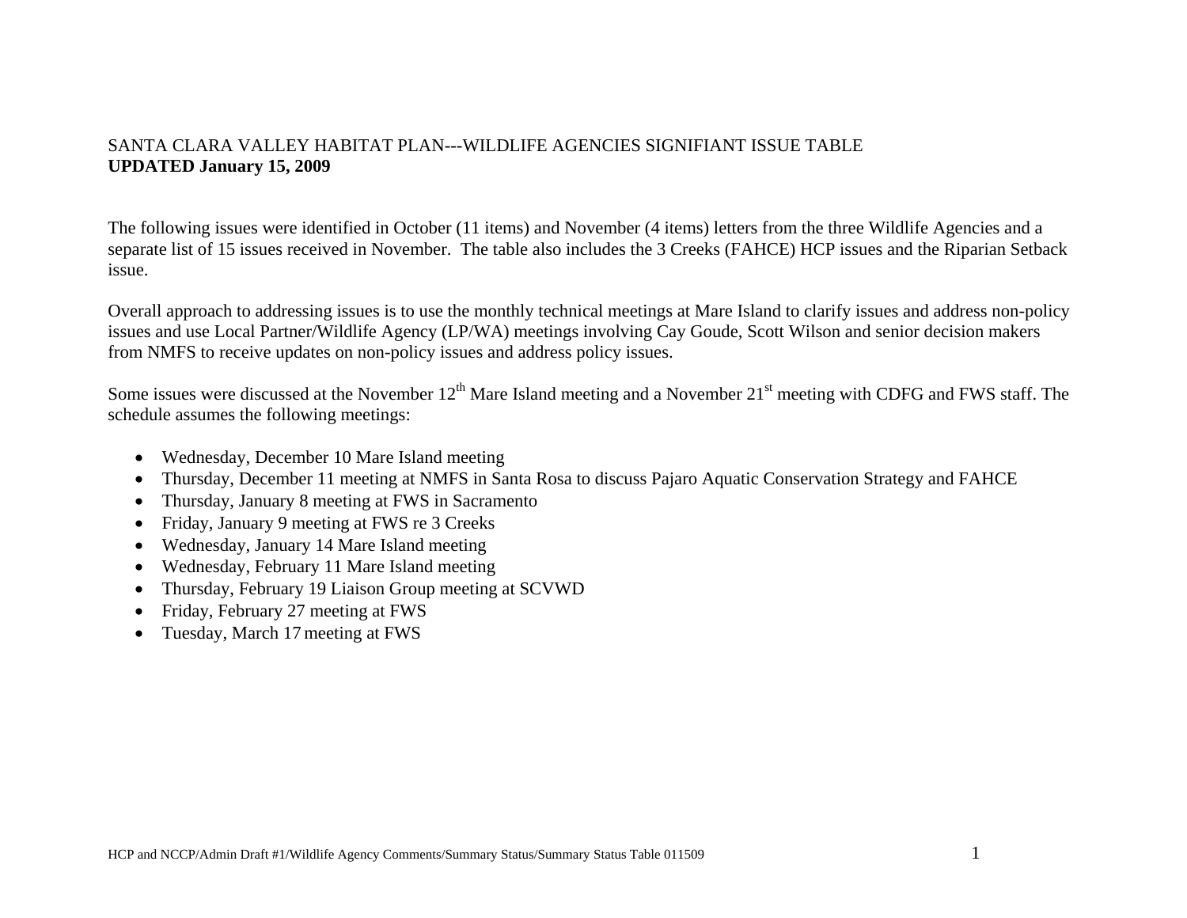SANTA CLARA VALLEY HABITAT PLAN---WILDLIFE AGENCIES SIGNIFIANT ISSUE TABLE
**UPDATED January 15, 2009**

The following issues were identified in October (11 items) and November (4 items) letters from the three Wildlife Agencies and a separate list of 15 issues received in November. The table also includes the 3 Creeks (FAHCE) HCP issues and the Riparian Setback issue.

Overall approach to addressing issues is to use the monthly technical meetings at Mare Island to clarify issues and address non-policy issues and use Local Partner/Wildlife Agency (LP/WA) meetings involving Cay Goude, Scott Wilson and senior decision makers from NMFS to receive updates on non-policy issues and address policy issues.

Some issues were discussed at the November 12th Mare Island meeting and a November 21st meeting with CDFG and FWS staff. The schedule assumes the following meetings:

- Wednesday, December 10 Mare Island meeting
- Thursday, December 11 meeting at NMFS in Santa Rosa to discuss Pajaro Aquatic Conservation Strategy and FAHCE
- Thursday, January 8 meeting at FWS in Sacramento
- Friday, January 9 meeting at FWS re 3 Creeks
- Wednesday, January 14 Mare Island meeting
- Wednesday, February 11 Mare Island meeting
- Thursday, February 19 Liaison Group meeting at SCVWD
- Friday, February 27 meeting at FWS
- Tuesday, March 17 meeting at FWS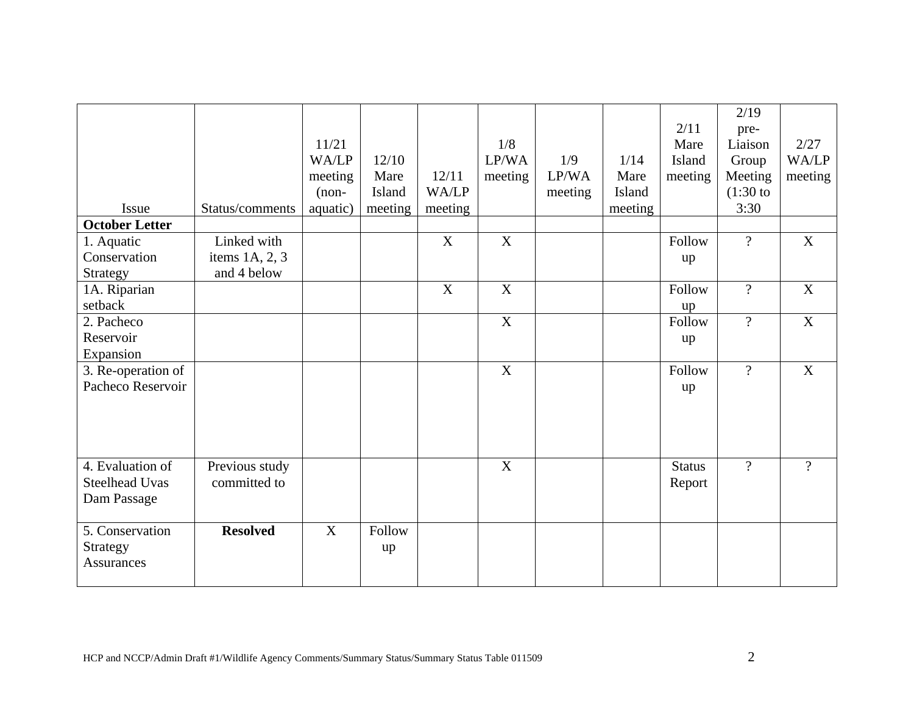| Issue | Status/comments | 11/21 WA/LP meeting (non-aquatic) | 12/10 Mare Island meeting | 12/11 WA/LP meeting | 1/8 LP/WA meeting | 1/9 LP/WA meeting | 1/14 Mare Island meeting | 2/11 Mare Island meeting | 2/19 pre-Liaison Group Meeting (1:30 to 3:30 | 2/27 WA/LP meeting |
|---|---|---|---|---|---|---|---|---|---|---|
| **October Letter** | | | | | | | | | | |
| 1. Aquatic Conservation Strategy | Linked with items 1A, 2, 3 and 4 below | | | X | X | | | Follow up | ? | X |
| 1A. Riparian setback | | | | X | X | | | Follow up | ? | X |
| 2. Pacheco Reservoir Expansion | | | | | X | | | Follow up | ? | X |
| 3. Re-operation of Pacheco Reservoir | | | | | X | | | Follow up | ? | X |
| 4. Evaluation of Steelhead Uvas Dam Passage | Previous study committed to | | | | X | | | Status Report | ? | ? |
| 5. Conservation Strategy Assurances | **Resolved** | X | Follow up | | | | | | | |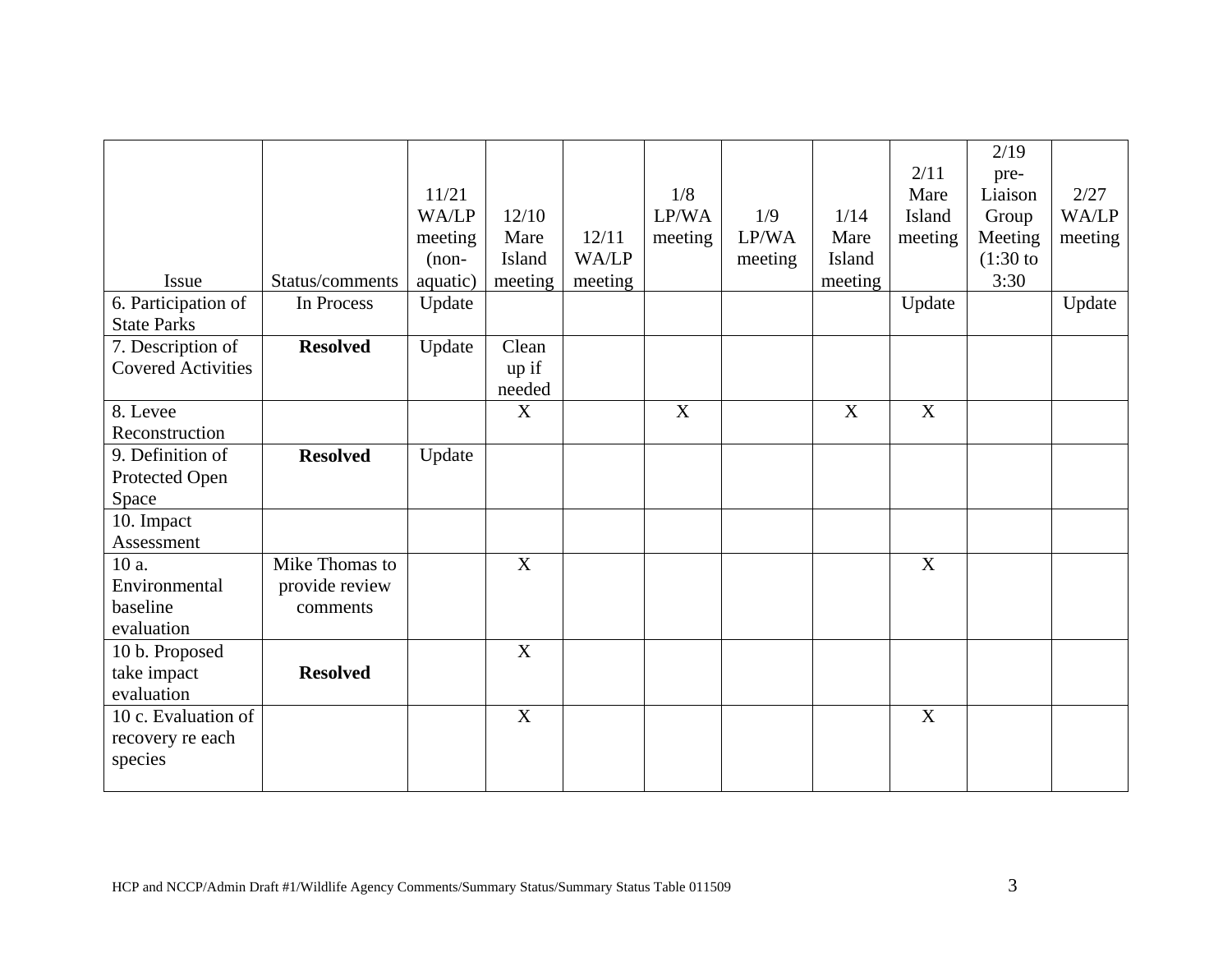| Issue | Status/comments | 11/21 WA/LP meeting (non-aquatic) | 12/10 Mare Island meeting | 12/11 WA/LP meeting | 1/8 LP/WA meeting | 1/9 LP/WA meeting | 1/14 Mare Island meeting | 2/11 Mare Island meeting | 2/19 pre-Liaison Group Meeting (1:30 to 3:30 | 2/27 WA/LP meeting |
|---|---|---|---|---|---|---|---|---|---|---|
| 6. Participation of State Parks | In Process | Update | | | | | | Update | | Update |
| 7. Description of Covered Activities | **Resolved** | Update | Clean up if needed | | | | | | | |
| 8. Levee Reconstruction | | | X | | X | | X | X | | |
| 9. Definition of Protected Open Space | **Resolved** | Update | | | | | | | | |
| 10. Impact Assessment | | | | | | | | | | |
| 10 a. Environmental baseline evaluation | Mike Thomas to provide review comments | | X | | | | | X | | |
| 10 b. Proposed take impact evaluation | **Resolved** | | X | | | | | | | |
| 10 c. Evaluation of recovery re each species | | | X | | | | | X | | |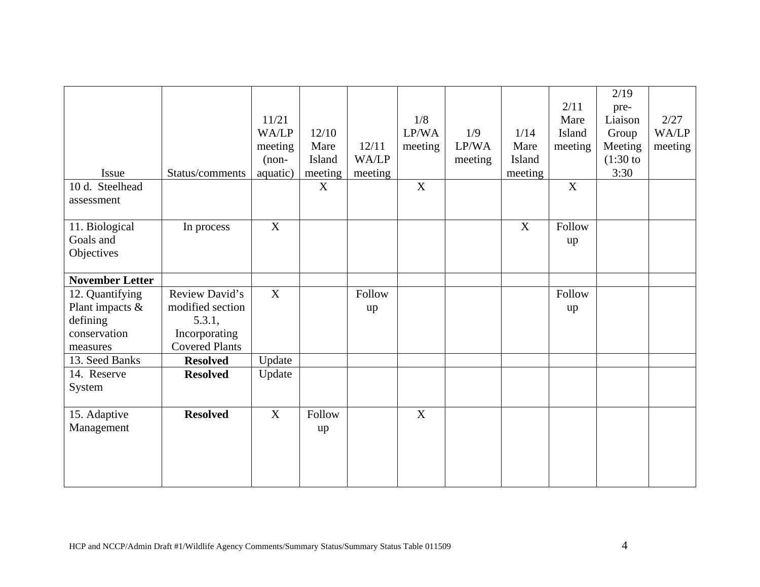| Issue | Status/comments | 11/21 WA/LP meeting (non-aquatic) | 12/10 Mare Island meeting | 12/11 WA/LP meeting | 1/8 LP/WA meeting | 1/9 LP/WA meeting | 1/14 Mare Island meeting | 2/11 Mare Island meeting | 2/19 pre-Liaison Group Meeting (1:30 to 3:30 | 2/27 WA/LP meeting |
|---|---|---|---|---|---|---|---|---|---|---|
| 10 d. Steelhead assessment | | | X | | X | | | X | | |
| 11. Biological Goals and Objectives | In process | X | | | | | X | Follow up | | |
| **November Letter** | | | | | | | | | | |
| 12. Quantifying Plant impacts & defining conservation measures | Review David's modified section 5.3.1, Incorporating Covered Plants | X | | Follow up | | | | Follow up | | |
| 13. Seed Banks | **Resolved** | Update | | | | | | | | |
| 14. Reserve System | **Resolved** | Update | | | | | | | | |
| 15. Adaptive Management | **Resolved** | X | Follow up | | X | | | | | |

HCP and NCCP/Admin Draft #1/Wildlife Agency Comments/Summary Status/Summary Status Table 011509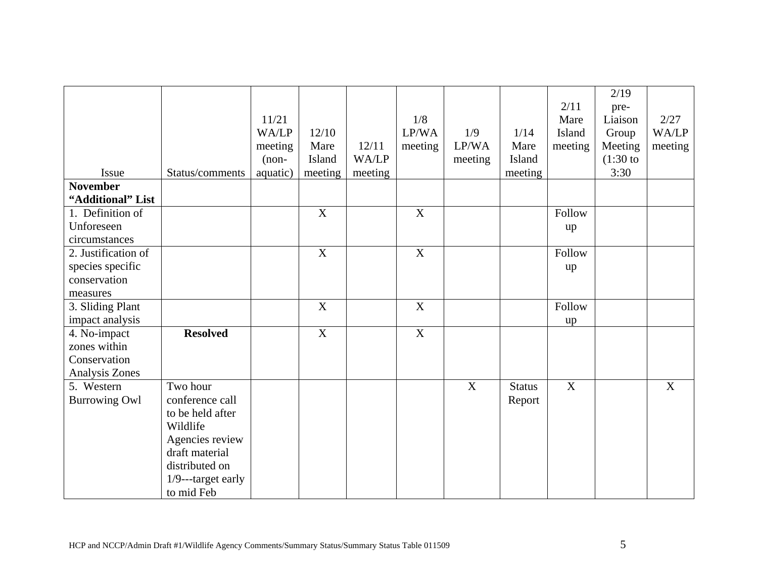| Issue | Status/comments | 11/21 WA/LP meeting (non-aquatic) | 12/10 Mare Island meeting | 12/11 WA/LP meeting | 1/8 LP/WA meeting | 1/9 LP/WA meeting | 1/14 Mare Island meeting | 2/11 Mare Island meeting | 2/19 pre-Liaison Group Meeting (1:30 to 3:30 | 2/27 WA/LP meeting |
|---|---|---|---|---|---|---|---|---|---|---|
| **November "Additional" List** | | | | | | | | | | |
| 1. Definition of Unforeseen circumstances | | | X | | X | | | Follow up | | |
| 2. Justification of species specific conservation measures | | | X | | X | | | Follow up | | |
| 3. Sliding Plant impact analysis | | | X | | X | | | Follow up | | |
| 4. No-impact zones within Conservation Analysis Zones | **Resolved** | | X | | X | | | | | |
| 5. Western Burrowing Owl | Two hour conference call to be held after Wildlife Agencies review draft material distributed on 1/9---target early to mid Feb | | | | | X | Status Report | X | | X |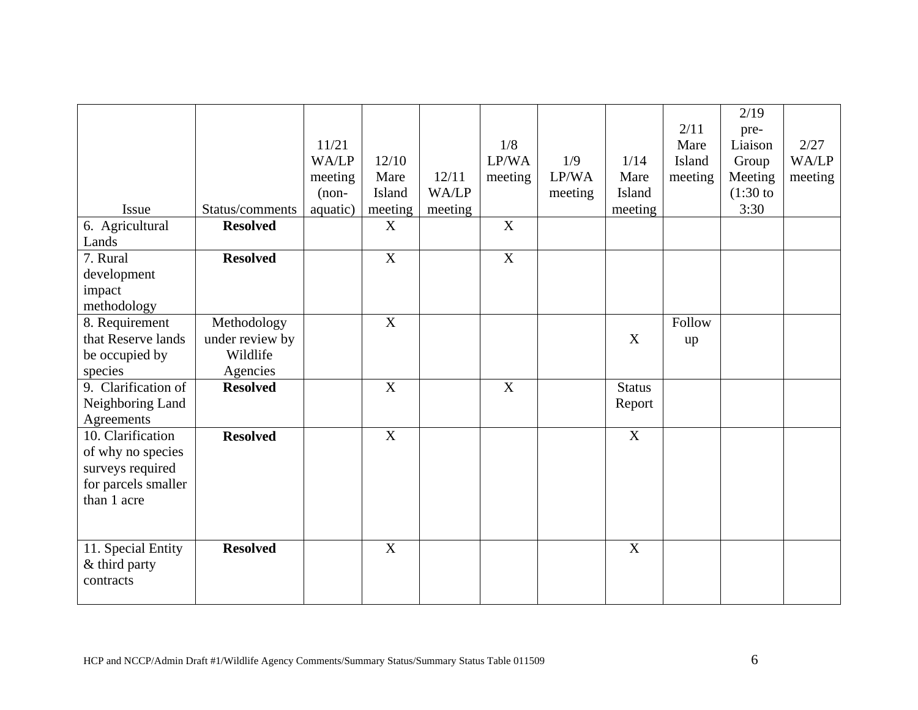| Issue | Status/comments | 11/21 WA/LP meeting (non-aquatic) | 12/10 Mare Island meeting | 12/11 WA/LP meeting | 1/8 LP/WA meeting | 1/9 LP/WA meeting | 1/14 Mare Island meeting | 2/11 Mare Island meeting | 2/19 pre-Liaison Group Meeting (1:30 to 3:30 | 2/27 WA/LP meeting |
|---|---|---|---|---|---|---|---|---|---|---|
| 6. Agricultural Lands | **Resolved** | | X | | X | | | | | |
| 7. Rural development impact methodology | **Resolved** | | X | | X | | | | | |
| 8. Requirement that Reserve lands be occupied by species | Methodology under review by Wildlife Agencies | | X | | | | X | Follow up | | |
| 9. Clarification of Neighboring Land Agreements | **Resolved** | | X | | X | | Status Report | | | |
| 10. Clarification of why no species surveys required for parcels smaller than 1 acre | **Resolved** | | X | | | | X | | | |
| 11. Special Entity & third party contracts | **Resolved** | | X | | | | X | | | |

HCP and NCCP/Admin Draft #1/Wildlife Agency Comments/Summary Status/Summary Status Table 011509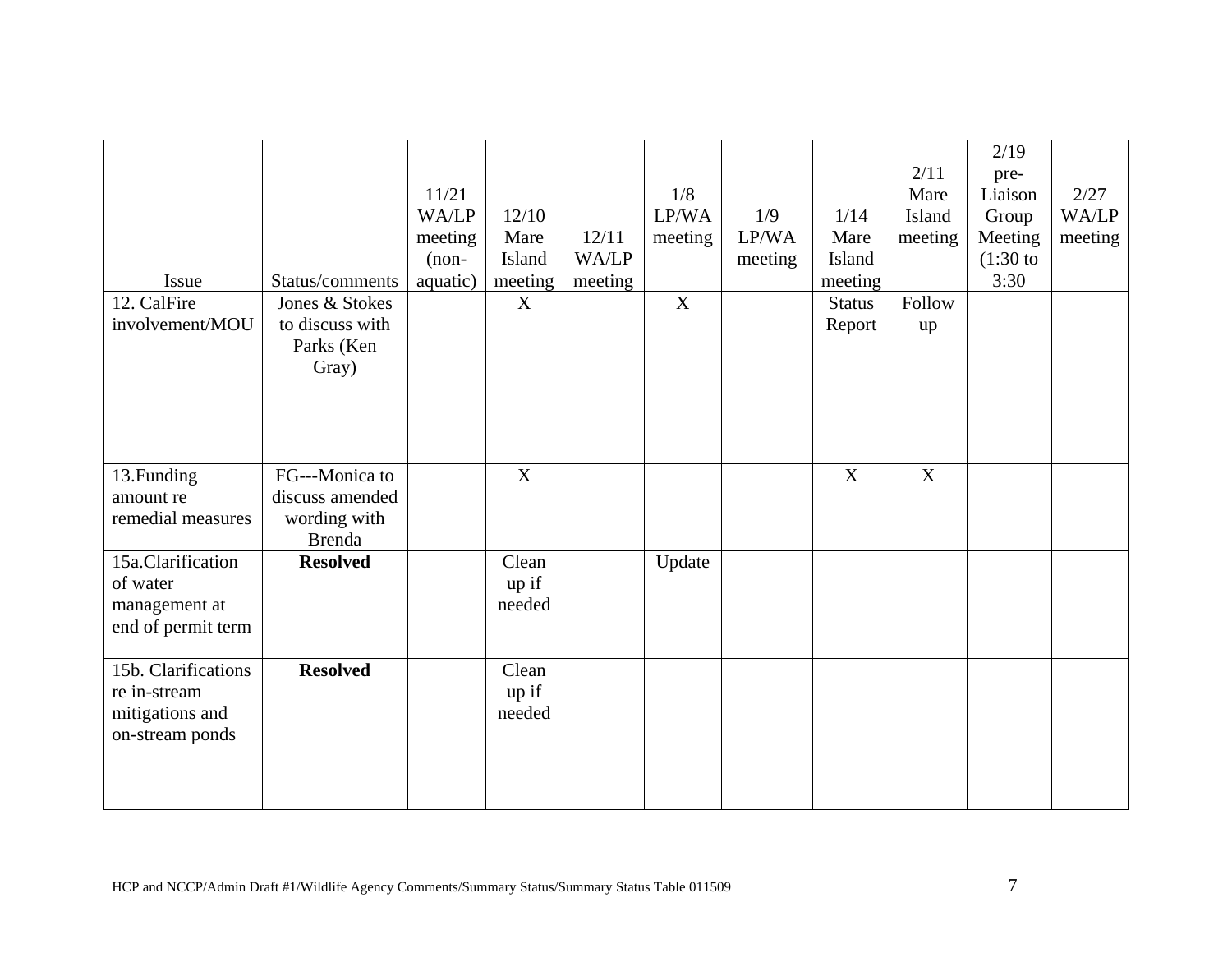| Issue | Status/comments | 11/21 WA/LP meeting (non-aquatic) | 12/10 Mare Island meeting | 12/11 WA/LP meeting | 1/8 LP/WA meeting | 1/9 LP/WA meeting | 1/14 Mare Island meeting | 2/11 Mare Island meeting | 2/19 pre-Liaison Group Meeting (1:30 to 3:30 | 2/27 WA/LP meeting |
|---|---|---|---|---|---|---|---|---|---|---|
| 12. CalFire involvement/MOU | Jones & Stokes to discuss with Parks (Ken Gray) | | X | | X | | Status Report | Follow up | | |
| 13.Funding amount re remedial measures | FG---Monica to discuss amended wording with Brenda | | X | | | | X | X | | |
| 15a.Clarification of water management at end of permit term | **Resolved** | | Clean up if needed | | Update | | | | | |
| 15b. Clarifications re in-stream mitigations and on-stream ponds | **Resolved** | | Clean up if needed | | | | | | | |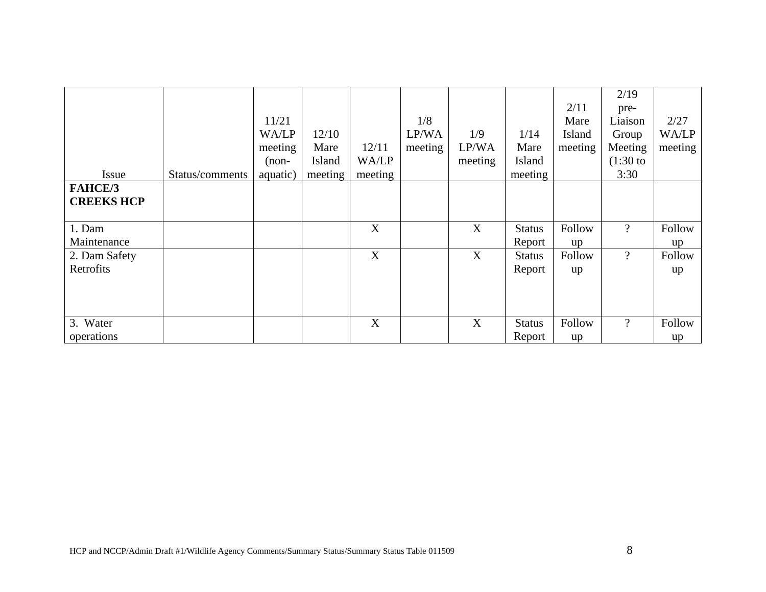| Issue | Status/comments | 11/21 WA/LP meeting (non-aquatic) | 12/10 Mare Island meeting | 12/11 WA/LP meeting | 1/8 LP/WA meeting | 1/9 LP/WA meeting | 1/14 Mare Island meeting | 2/11 Mare Island meeting | 2/19 pre-Liaison Group Meeting (1:30 to 3:30 | 2/27 WA/LP meeting |
|---|---|---|---|---|---|---|---|---|---|---|
| **FAHCE/3 CREEKS HCP** | | | | | | | | | | |
| 1. Dam Maintenance | | | | X | | X | Status Report | Follow up | ? | Follow up |
| 2. Dam Safety Retrofits | | | | X | | X | Status Report | Follow up | ? | Follow up |
| 3. Water operations | | | | X | | X | Status Report | Follow up | ? | Follow up |

HCP and NCCP/Admin Draft #1/Wildlife Agency Comments/Summary Status/Summary Status Table 011509